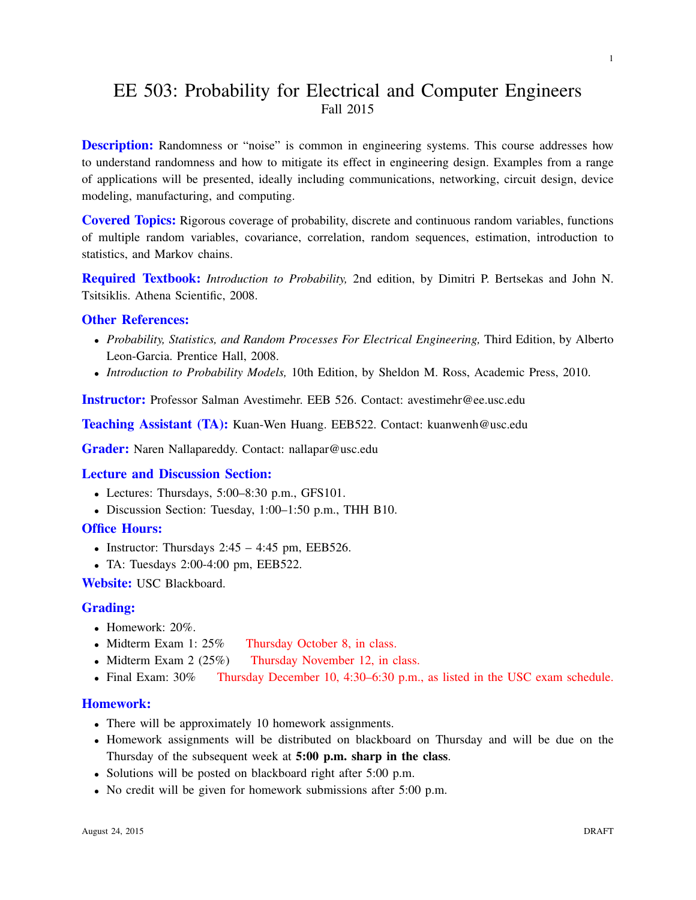# EE 503: Probability for Electrical and Computer Engineers

Fall 2015

**Description:** Randomness or "noise" is common in engineering systems. This course addresses how to understand randomness and how to mitigate its effect in engineering design. Examples from a range of applications will be presented, ideally including communications, networking, circuit design, device modeling, manufacturing, and computing.

**Covered Topics:** Rigorous coverage of probability, discrete and continuous random variables, functions of multiple random variables, covariance, correlation, random sequences, estimation, introduction to statistics, and Markov chains.

**Required Textbook:** *Introduction to Probability,* 2nd edition, by Dimitri P. Bertsekas and John N. Tsitsiklis. Athena Scientific, 2008.

## Other References:

- *Probability, Statistics, and Random Processes For Electrical Engineering,* Third Edition, by Alberto Leon-Garcia. Prentice Hall, 2008.
- *Introduction to Probability Models,* 10th Edition, by Sheldon M. Ross, Academic Press, 2010.

**Instructor:** Professor Salman Avestimehr. EEB 526. Contact: avestimehr@ee.usc.edu

**Teaching Assistant (TA):** Kuan-Wen Huang. EEB522. Contact: kuanwenh@usc.edu

**Grader:** Naren Nallapareddy. Contact: nallapar@usc.edu

## Lecture and Discussion Section:

- Lectures: Thursdays, 5:00–8:30 p.m., GFS101.
- Discussion Section: Tuesday, 1:00–1:50 p.m., THH B10.

## Office Hours:

- Instructor: Thursdays 2:45 – 4:45 pm, EEB526.
- TA: Tuesdays 2:00-4:00 pm, EEB522.

**Website:** USC Blackboard.

## Grading:

- Homework: 20%.
- Midterm Exam 1: 25% Thursday October 8, in class.
- Midterm Exam 2 (25%) Thursday November 12, in class.
- Final Exam: 30% Thursday December 10, 4:30–6:30 p.m., as listed in the USC exam schedule.

## Homework:

- There will be approximately 10 homework assignments.
- Homework assignments will be distributed on blackboard on Thursday and will be due on the Thursday of the subsequent week at **5:00 p.m. sharp in the class**.
- Solutions will be posted on blackboard right after 5:00 p.m.
- No credit will be given for homework submissions after 5:00 p.m.

August 24, 2015 DRAFT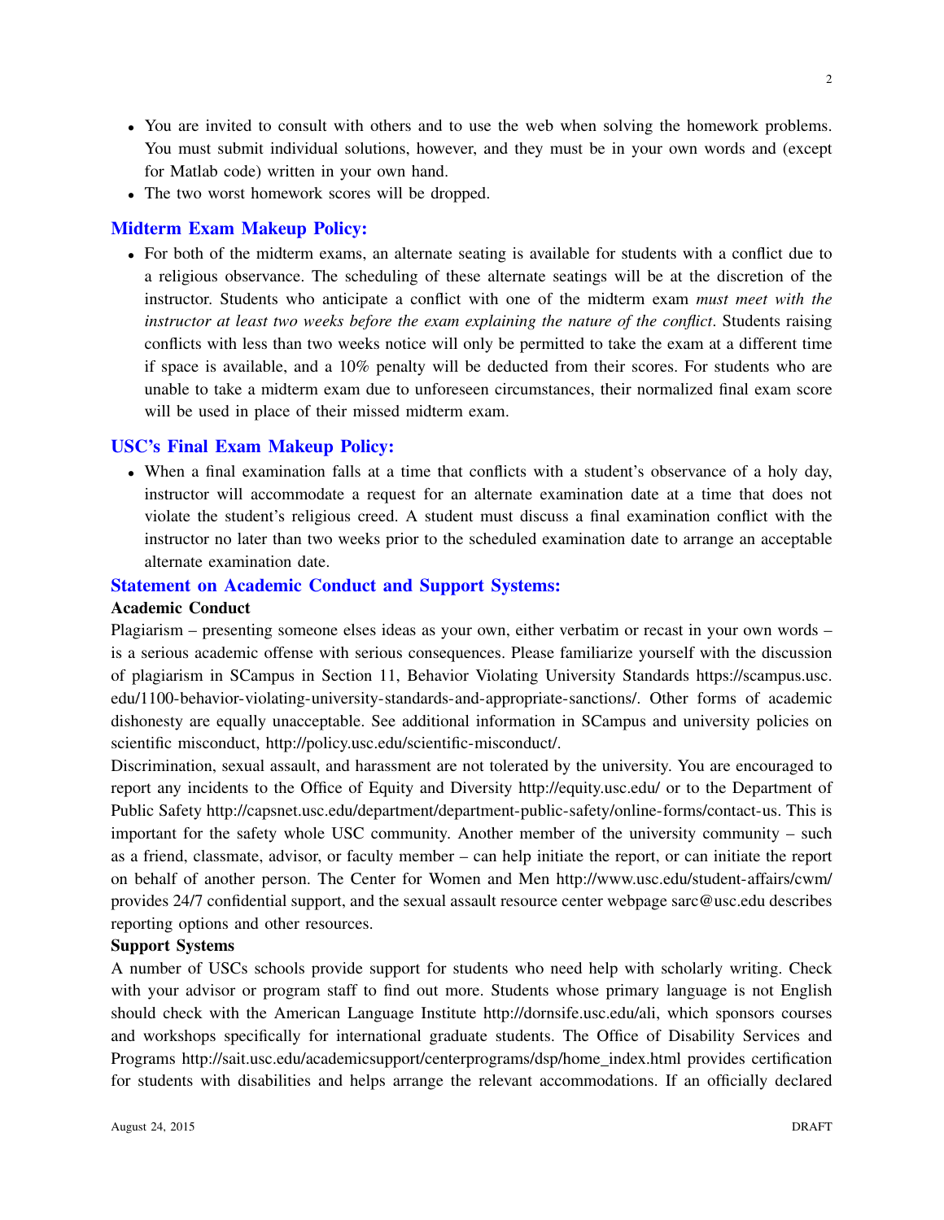- You are invited to consult with others and to use the web when solving the homework problems. You must submit individual solutions, however, and they must be in your own words and (except for Matlab code) written in your own hand.
- The two worst homework scores will be dropped.

## Midterm Exam Makeup Policy:

- For both of the midterm exams, an alternate seating is available for students with a conflict due to a religious observance. The scheduling of these alternate seatings will be at the discretion of the instructor. Students who anticipate a conflict with one of the midterm exam *must meet with the instructor at least two weeks before the exam explaining the nature of the conflict*. Students raising conflicts with less than two weeks notice will only be permitted to take the exam at a different time if space is available, and a 10% penalty will be deducted from their scores. For students who are unable to take a midterm exam due to unforeseen circumstances, their normalized final exam score will be used in place of their missed midterm exam.

## USC's Final Exam Makeup Policy:

- When a final examination falls at a time that conflicts with a student's observance of a holy day, instructor will accommodate a request for an alternate examination date at a time that does not violate the student's religious creed. A student must discuss a final examination conflict with the instructor no later than two weeks prior to the scheduled examination date to arrange an acceptable alternate examination date.

## Statement on Academic Conduct and Support Systems:

### Academic Conduct

Plagiarism – presenting someone elses ideas as your own, either verbatim or recast in your own words – is a serious academic offense with serious consequences. Please familiarize yourself with the discussion of plagiarism in SCampus in Section 11, Behavior Violating University Standards https://scampus.usc.edu/1100-behavior-violating-university-standards-and-appropriate-sanctions/. Other forms of academic dishonesty are equally unacceptable. See additional information in SCampus and university policies on scientific misconduct, http://policy.usc.edu/scientific-misconduct/.

Discrimination, sexual assault, and harassment are not tolerated by the university. You are encouraged to report any incidents to the Office of Equity and Diversity http://equity.usc.edu/ or to the Department of Public Safety http://capsnet.usc.edu/department/department-public-safety/online-forms/contact-us. This is important for the safety whole USC community. Another member of the university community – such as a friend, classmate, advisor, or faculty member – can help initiate the report, or can initiate the report on behalf of another person. The Center for Women and Men http://www.usc.edu/student-affairs/cwm/ provides 24/7 confidential support, and the sexual assault resource center webpage sarc@usc.edu describes reporting options and other resources.

### Support Systems

A number of USCs schools provide support for students who need help with scholarly writing. Check with your advisor or program staff to find out more. Students whose primary language is not English should check with the American Language Institute http://dornsife.usc.edu/ali, which sponsors courses and workshops specifically for international graduate students. The Office of Disability Services and Programs http://sait.usc.edu/academicsupport/centerprograms/dsp/home_index.html provides certification for students with disabilities and helps arrange the relevant accommodations. If an officially declared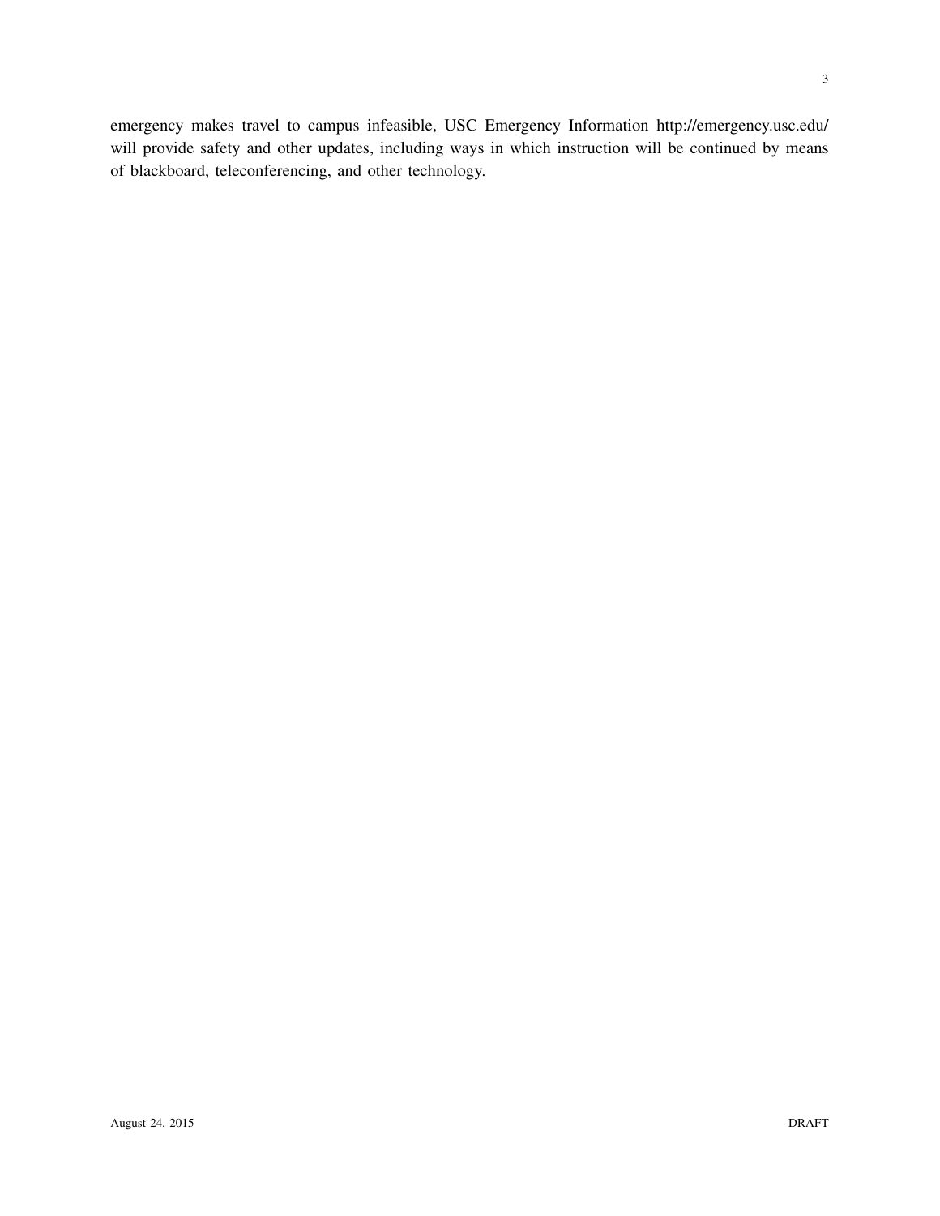emergency makes travel to campus infeasible, USC Emergency Information http://emergency.usc.edu/ will provide safety and other updates, including ways in which instruction will be continued by means of blackboard, teleconferencing, and other technology.